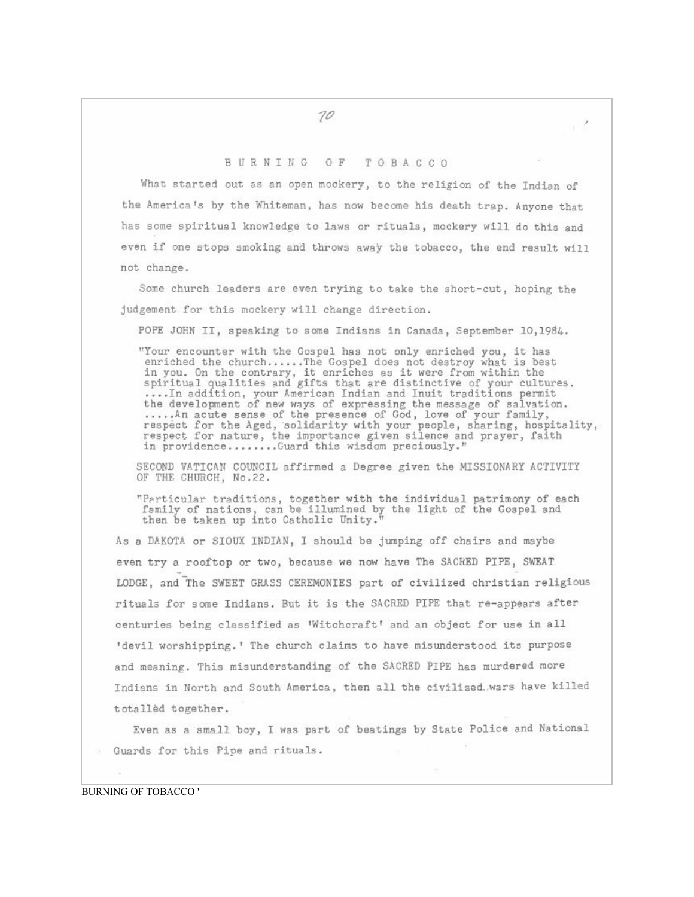# BURNING OF TOBACCO

What started out as an open mockery, to the religion of the Indian of the America's by the Whiteman, has now become his death trap. Anyone that has some spiritual knowledge to laws or rituals, mockery will do this and even if one stops smoking and throws away the tobacco, the end result will not change.

Some church leaders are even trying to take the short-cut, hoping the judgement for this mockery will change direction.

POPE JOHN II, speaking to some Indians in Canada, September 10,1984.

> "Your encounter with the Gospel has not only enriched you, it has enriched the church......The Gospel does not destroy what is best in you. On the contrary, it enriches as it were from within the spiritual qualities and gifts that are distinctive of your cultures. ....In addition, your American Indian and Inuit traditions permit the development of new ways of expressing the message of salvation. .....An acute sense of the presence of God, love of your family, respect for the Aged, solidarity with your people, sharing, hospitality, respect for nature, the importance given silence and prayer, faith in providence........Guard this wisdom preciously."

SECOND VATICAN COUNCIL affirmed a Degree given the MISSIONARY ACTIVITY OF THE CHURCH, No.22.

> "Particular traditions, together with the individual patrimony of each family of nations, can be illumined by the light of the Gospel and then be taken up into Catholic Unity."

As a DAKOTA or SIOUX INDIAN, I should be jumping off chairs and maybe even try a rooftop or two, because we now have The SACRED PIPE, SWEAT LODGE, and The SWEET GRASS CEREMONIES part of civilized christian religious rituals for some Indians. But it is the SACRED PIPE that re-appears after centuries being classified as 'Witchcraft' and an object for use in all 'devil worshipping.' The church claims to have misunderstood its purpose and meaning. This misunderstanding of the SACRED PIPE has murdered more Indians in North and South America, then all the civilized wars have killed totalled together.

Even as a small boy, I was part of beatings by State Police and National Guards for this Pipe and rituals.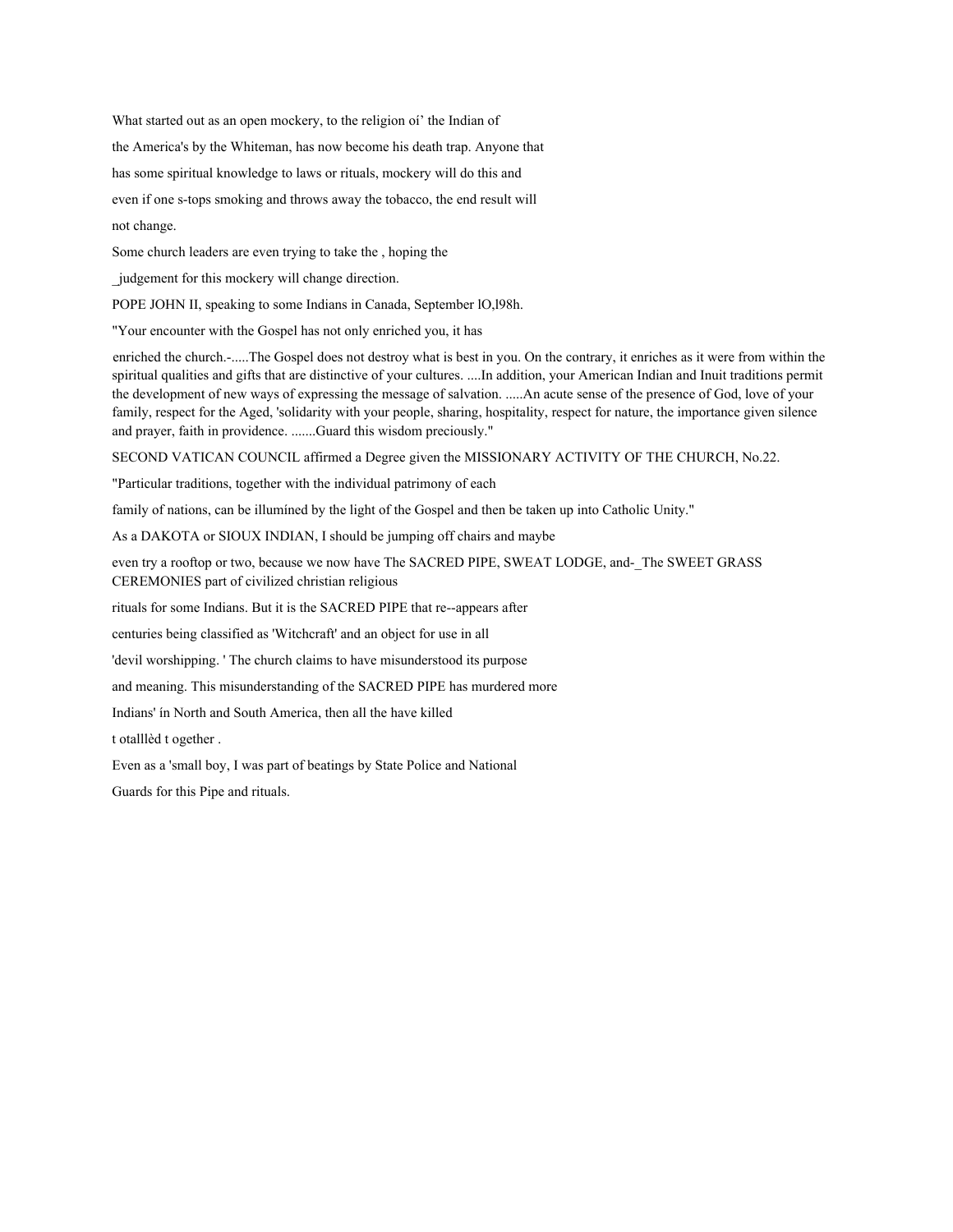What started out as an open mockery, to the religion oí' the Indian of the America's by the Whiteman, has now become his death trap. Anyone that has some spiritual knowledge to laws or rituals, mockery will do this and even if one s-tops smoking and throws away the tobacco, the end result will not change.

Some church leaders are even trying to take the , hoping the _judgement for this mockery will change direction.

POPE JOHN II, speaking to some Indians in Canada, September lO,l98h.

"Your encounter with the Gospel has not only enriched you, it has enriched the church.-.....The Gospel does not destroy what is best in you. On the contrary, it enriches as it were from within the spiritual qualities and gifts that are distinctive of your cultures. ....In addition, your American Indian and Inuit traditions permit the development of new ways of expressing the message of salvation. .....An acute sense of the presence of God, love of your family, respect for the Aged, 'solidarity with your people, sharing, hospitality, respect for nature, the importance given silence and prayer, faith in providence. .......Guard this wisdom preciously."

SECOND VATICAN COUNCIL affirmed a Degree given the MISSIONARY ACTIVITY OF THE CHURCH, No.22.

"Particular traditions, together with the individual patrimony of each family of nations, can be illumíned by the light of the Gospel and then be taken up into Catholic Unity."

As a DAKOTA or SIOUX INDIAN, I should be jumping off chairs and maybe even try a rooftop or two, because we now have The SACRED PIPE, SWEAT LODGE, and-_The SWEET GRASS CEREMONIES part of civilized christian religious rituals for some Indians. But it is the SACRED PIPE that re--appears after centuries being classified as 'Witchcraft' and an object for use in all 'devil worshipping. ' The church claims to have misunderstood its purpose and meaning. This misunderstanding of the SACRED PIPE has murdered more Indians' ín North and South America, then all the have killed t otalllèd t ogether .

Even as a 'small boy, I was part of beatings by State Police and National Guards for this Pipe and rituals.